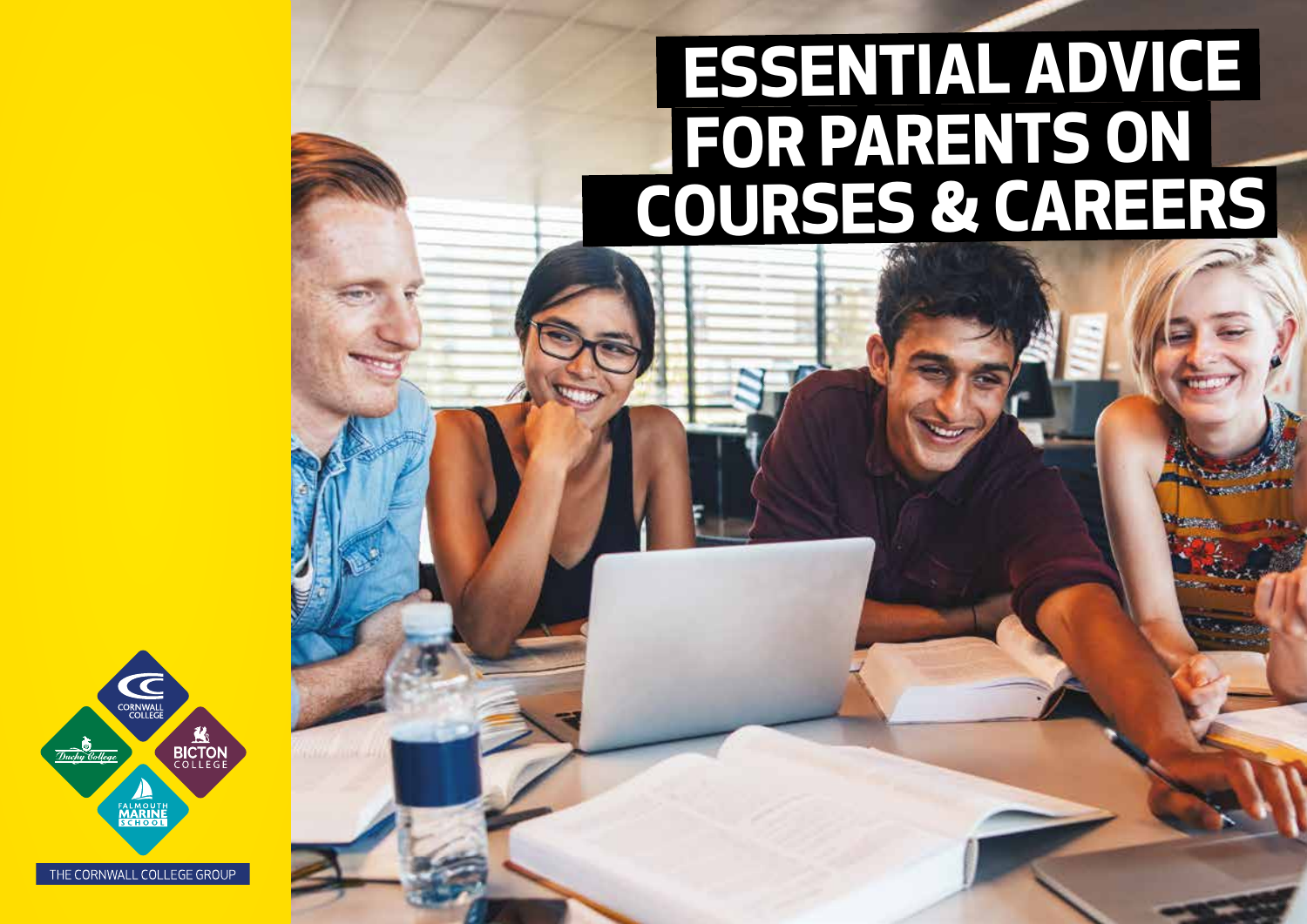# ESSENTIAL ADVICE FOR PARENTS ON COURSES & CAREERS

CORNWALL COLLEGE

Duchy College

BICTON COLLEGE

FALMOUTH MARINE SCHOOL

THE CORNWALL COLLEGE GROUP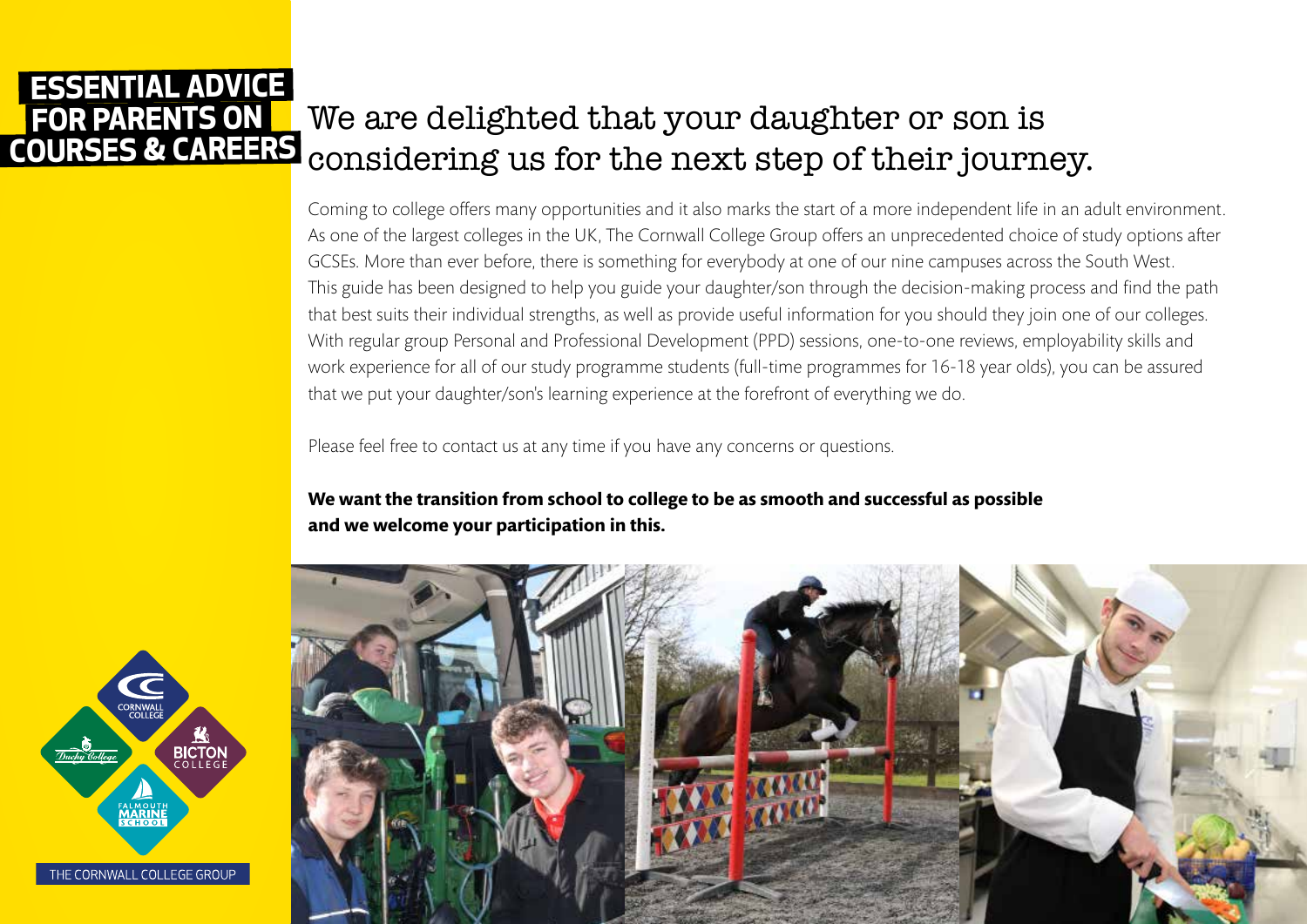# ESSENTIAL ADVICE FOR PARENTS ON COURSES & CAREERS

## We are delighted that your daughter or son is considering us for the next step of their journey.

Coming to college offers many opportunities and it also marks the start of a more independent life in an adult environment. As one of the largest colleges in the UK, The Cornwall College Group offers an unprecedented choice of study options after GCSEs. More than ever before, there is something for everybody at one of our nine campuses across the South West. This guide has been designed to help you guide your daughter/son through the decision-making process and find the path that best suits their individual strengths, as well as provide useful information for you should they join one of our colleges. With regular group Personal and Professional Development (PPD) sessions, one-to-one reviews, employability skills and work experience for all of our study programme students (full-time programmes for 16-18 year olds), you can be assured that we put your daughter/son's learning experience at the forefront of everything we do.

Please feel free to contact us at any time if you have any concerns or questions.

**We want the transition from school to college to be as smooth and successful as possible and we welcome your participation in this.**

THE CORNWALL COLLEGE GROUP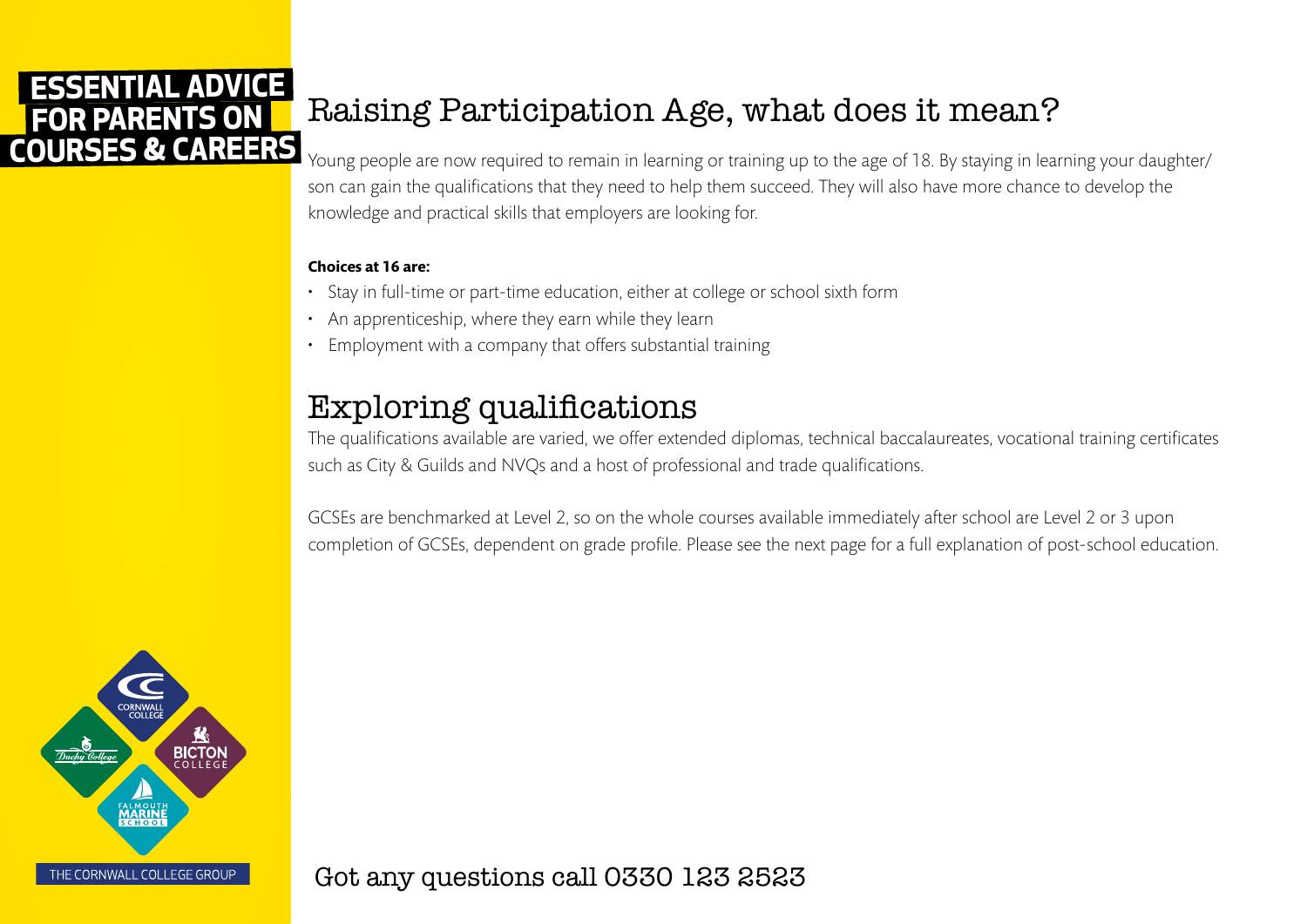**ESSENTIAL ADVICE FOR PARENTS ON COURSES & CAREERS**

# Raising Participation Age, what does it mean?

Young people are now required to remain in learning or training up to the age of 18. By staying in learning your daughter/son can gain the qualifications that they need to help them succeed. They will also have more chance to develop the knowledge and practical skills that employers are looking for.

**Choices at 16 are:**

- Stay in full-time or part-time education, either at college or school sixth form
- An apprenticeship, where they earn while they learn
- Employment with a company that offers substantial training

# Exploring qualifications

The qualifications available are varied, we offer extended diplomas, technical baccalaureates, vocational training certificates such as City & Guilds and NVQs and a host of professional and trade qualifications.

GCSEs are benchmarked at Level 2, so on the whole courses available immediately after school are Level 2 or 3 upon completion of GCSEs, dependent on grade profile. Please see the next page for a full explanation of post-school education.

Got any questions call 0330 123 2523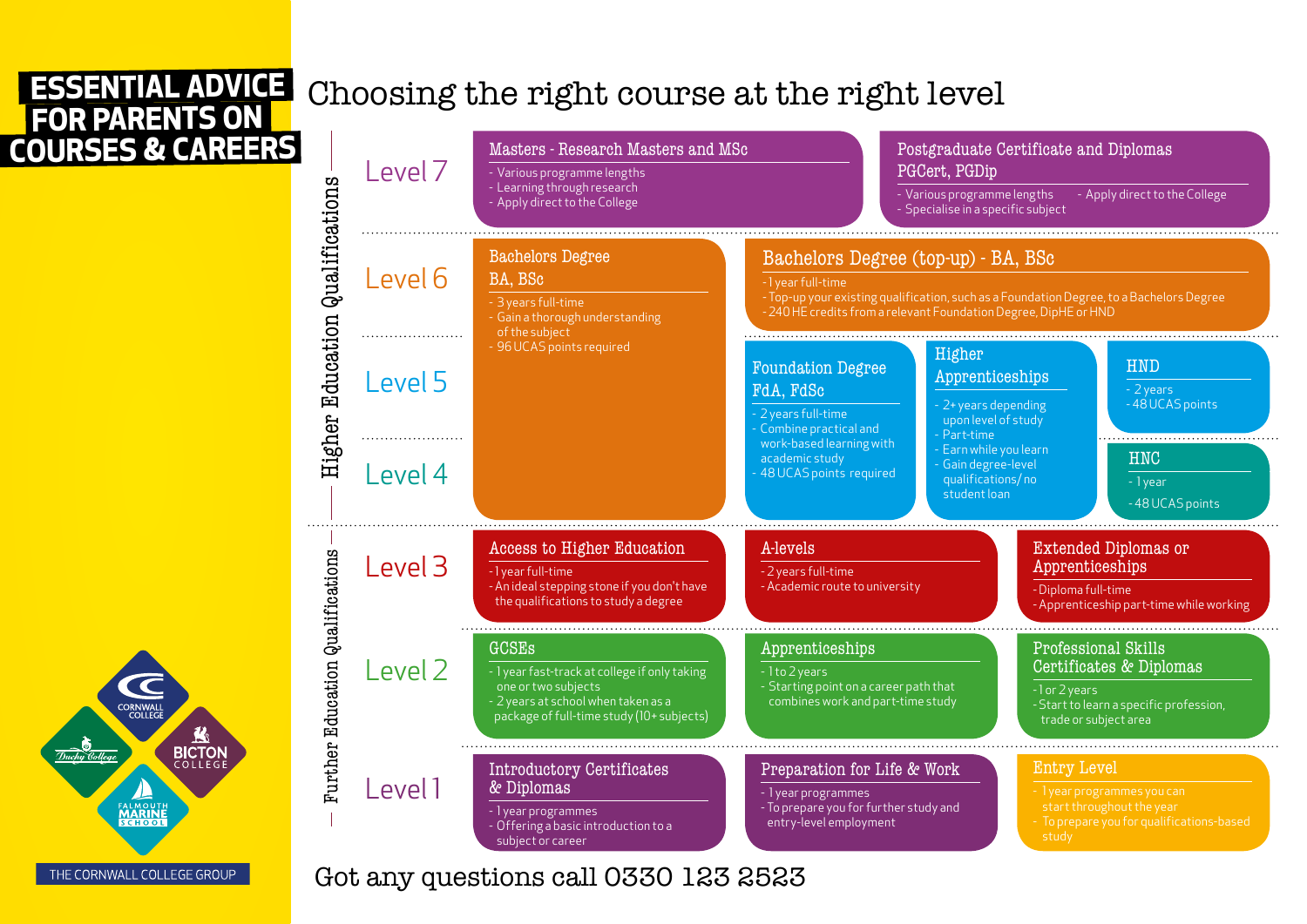# ESSENTIAL ADVICE FOR PARENTS ON COURSES & CAREERS

## Choosing the right course at the right level

### Higher Education Qualifications

#### Level 7

**Masters - Research Masters and MSc**
- Various programme lengths
- Learning through research
- Apply direct to the College

**Postgraduate Certificate and Diplomas PGCert, PGDip**
- Various programme lengths
- Apply direct to the College
- Specialise in a specific subject

#### Level 6

**Bachelors Degree BA, BSc** (Levels 4–6)
- 3 years full-time
- Gain a thorough understanding of the subject
- 96 UCAS points required

**Bachelors Degree (top-up) - BA, BSc**
- 1 year full-time
- Top-up your existing qualification, such as a Foundation Degree, to a Bachelors Degree
- 240 HE credits from a relevant Foundation Degree, DipHE or HND

#### Level 5

**Foundation Degree FdA, FdSc** (Levels 4–5)
- 2 years full-time
- Combine practical and work-based learning with academic study
- 48 UCAS points required

**Higher Apprenticeships** (Levels 4–5)
- 2+ years depending upon level of study
- Part-time
- Earn while you learn
- Gain degree-level qualifications/ no student loan

**HND**
- 2 years
- 48 UCAS points

#### Level 4

**HNC**
- 1 year
- 48 UCAS points

### Further Education Qualifications

#### Level 3

**Access to Higher Education**
- 1 year full-time
- An ideal stepping stone if you don't have the qualifications to study a degree

**A-levels**
- 2 years full-time
- Academic route to university

**Extended Diplomas or Apprenticeships**
- Diploma full-time
- Apprenticeship part-time while working

#### Level 2

**GCSEs**
- 1 year fast-track at college if only taking one or two subjects
- 2 years at school when taken as a package of full-time study (10+ subjects)

**Apprenticeships**
- 1 to 2 years
- Starting point on a career path that combines work and part-time study

**Professional Skills Certificates & Diplomas**
- 1 or 2 years
- Start to learn a specific profession, trade or subject area

#### Level 1

**Introductory Certificates & Diplomas**
- 1 year programmes
- Offering a basic introduction to a subject or career

**Preparation for Life & Work**
- 1 year programmes
- To prepare you for further study and entry-level employment

**Entry Level**
- 1 year programmes you can start throughout the year
- To prepare you for qualifications-based study

Got any questions call 0330 123 2523

CORNWALL COLLEGE · Duchy College · BICTON COLLEGE · FALMOUTH MARINE SCHOOL

THE CORNWALL COLLEGE GROUP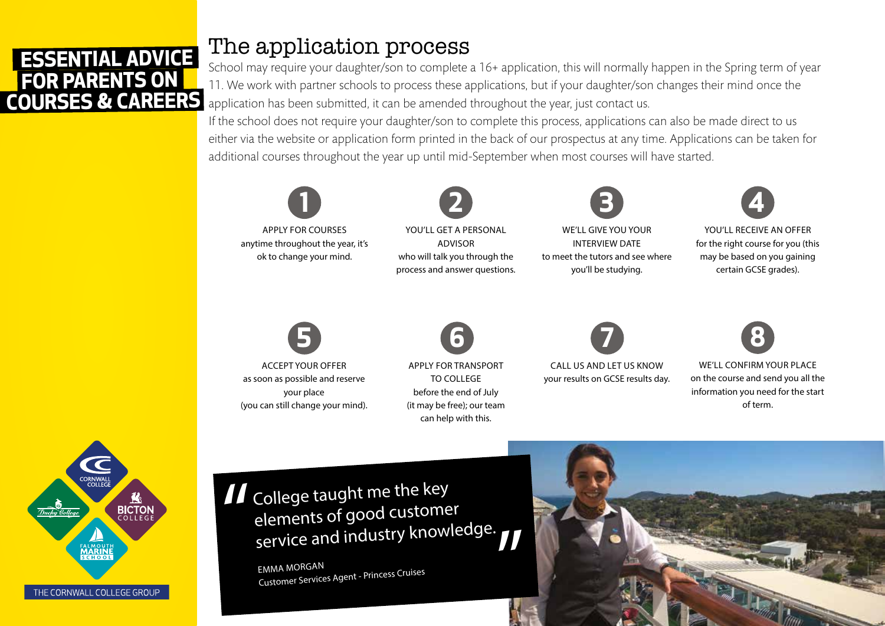# ESSENTIAL ADVICE FOR PARENTS ON COURSES & CAREERS

## The application process

School may require your daughter/son to complete a 16+ application, this will normally happen in the Spring term of year 11. We work with partner schools to process these applications, but if your daughter/son changes their mind once the application has been submitted, it can be amended throughout the year, just contact us.

If the school does not require your daughter/son to complete this process, applications can also be made direct to us either via the website or application form printed in the back of our prospectus at any time. Applications can be taken for additional courses throughout the year up until mid-September when most courses will have started.

1. **APPLY FOR COURSES** anytime throughout the year, it's ok to change your mind.
2. **YOU'LL GET A PERSONAL ADVISOR** who will talk you through the process and answer questions.
3. **WE'LL GIVE YOU YOUR INTERVIEW DATE** to meet the tutors and see where you'll be studying.
4. **YOU'LL RECEIVE AN OFFER** for the right course for you (this may be based on you gaining certain GCSE grades).
5. **ACCEPT YOUR OFFER** as soon as possible and reserve your place (you can still change your mind).
6. **APPLY FOR TRANSPORT TO COLLEGE** before the end of July (it may be free); our team can help with this.
7. **CALL US AND LET US KNOW** your results on GCSE results day.
8. **WE'LL CONFIRM YOUR PLACE** on the course and send you all the information you need for the start of term.

> "College taught me the key elements of good customer service and industry knowledge."
>
> EMMA MORGAN
> Customer Services Agent - Princess Cruises

CORNWALL COLLEGE | Duchy College | BICTON COLLEGE | FALMOUTH MARINE SCHOOL

THE CORNWALL COLLEGE GROUP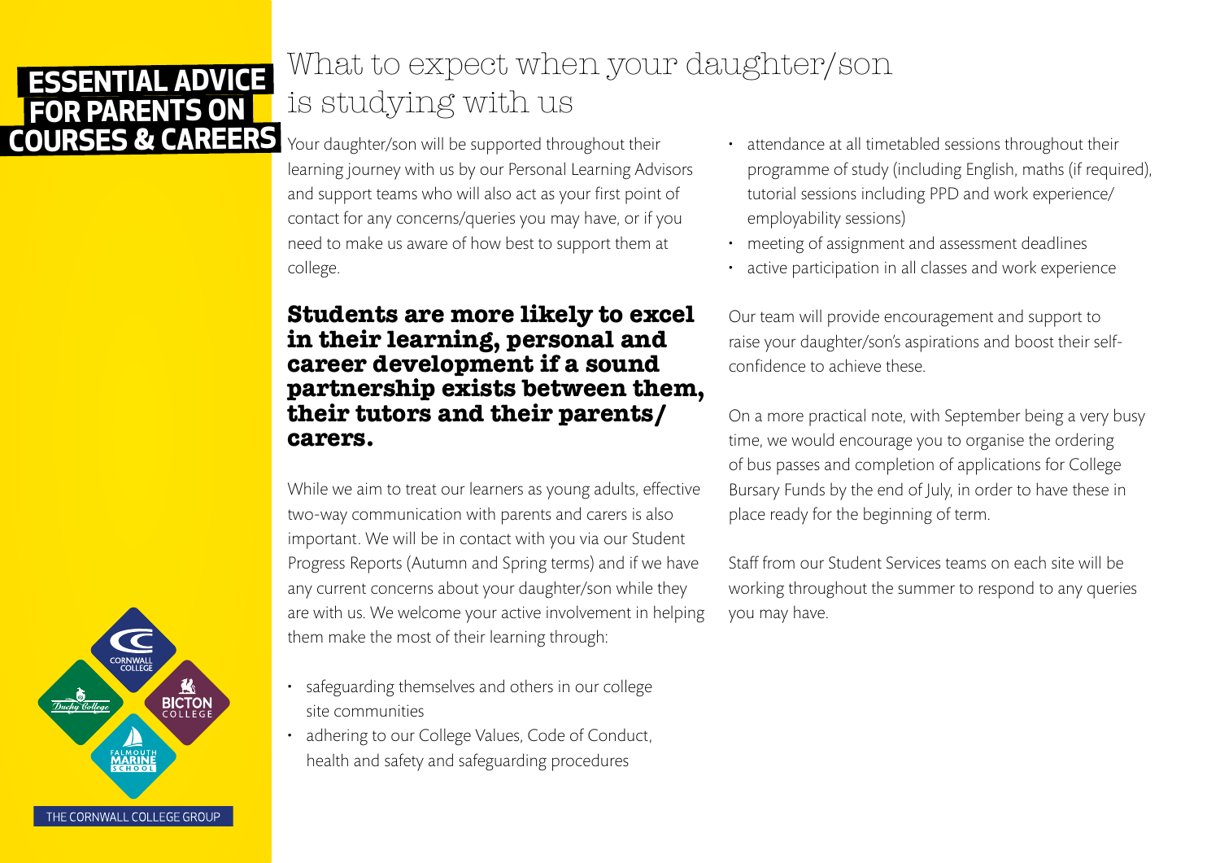# ESSENTIAL ADVICE FOR PARENTS ON COURSES & CAREERS

## What to expect when your daughter/son is studying with us

Your daughter/son will be supported throughout their learning journey with us by our Personal Learning Advisors and support teams who will also act as your first point of contact for any concerns/queries you may have, or if you need to make us aware of how best to support them at college.

**Students are more likely to excel in their learning, personal and career development if a sound partnership exists between them, their tutors and their parents/carers.**

While we aim to treat our learners as young adults, effective two-way communication with parents and carers is also important. We will be in contact with you via our Student Progress Reports (Autumn and Spring terms) and if we have any current concerns about your daughter/son while they are with us. We welcome your active involvement in helping them make the most of their learning through:

- safeguarding themselves and others in our college site communities
- adhering to our College Values, Code of Conduct, health and safety and safeguarding procedures
- attendance at all timetabled sessions throughout their programme of study (including English, maths (if required), tutorial sessions including PPD and work experience/employability sessions)
- meeting of assignment and assessment deadlines
- active participation in all classes and work experience

Our team will provide encouragement and support to raise your daughter/son's aspirations and boost their self-confidence to achieve these.

On a more practical note, with September being a very busy time, we would encourage you to organise the ordering of bus passes and completion of applications for College Bursary Funds by the end of July, in order to have these in place ready for the beginning of term.

Staff from our Student Services teams on each site will be working throughout the summer to respond to any queries you may have.

THE CORNWALL COLLEGE GROUP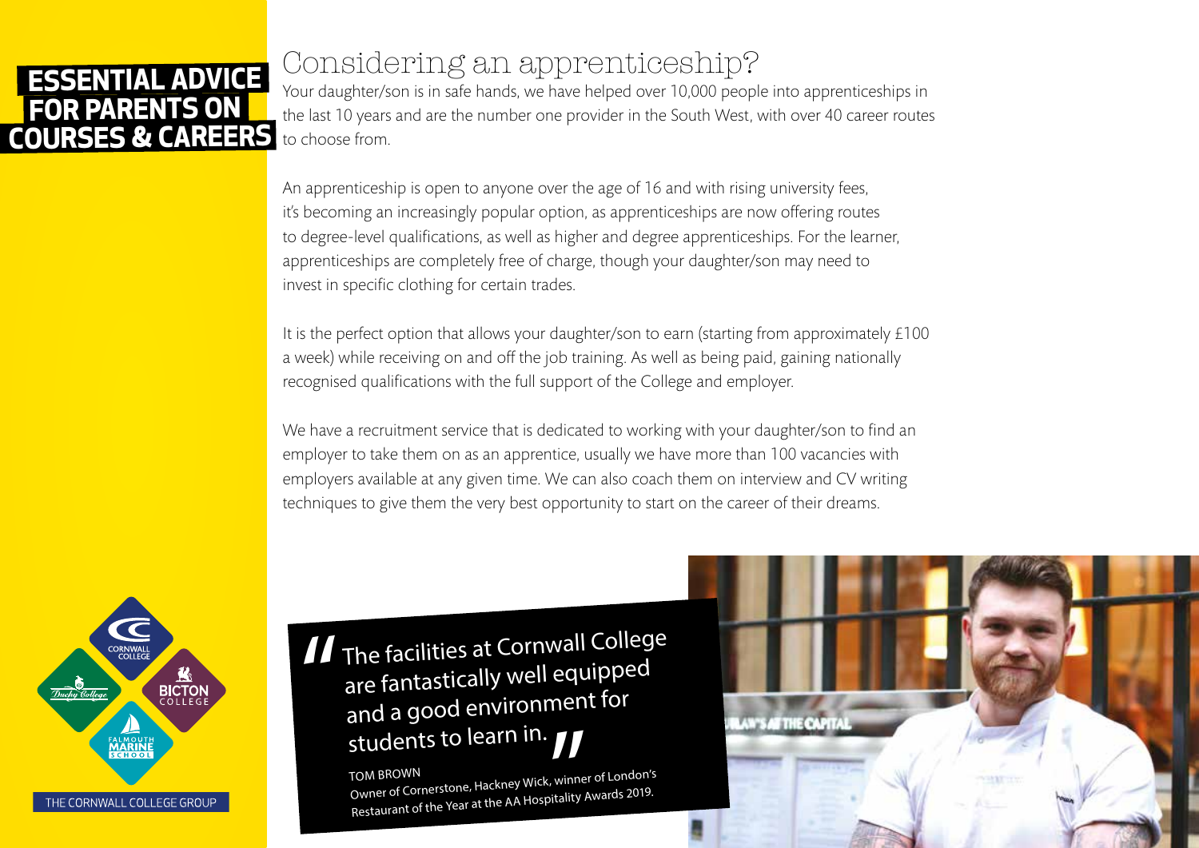**ESSENTIAL ADVICE FOR PARENTS ON COURSES & CAREERS**

# Considering an apprenticeship?

Your daughter/son is in safe hands, we have helped over 10,000 people into apprenticeships in the last 10 years and are the number one provider in the South West, with over 40 career routes to choose from.

An apprenticeship is open to anyone over the age of 16 and with rising university fees, it's becoming an increasingly popular option, as apprenticeships are now offering routes to degree-level qualifications, as well as higher and degree apprenticeships. For the learner, apprenticeships are completely free of charge, though your daughter/son may need to invest in specific clothing for certain trades.

It is the perfect option that allows your daughter/son to earn (starting from approximately £100 a week) while receiving on and off the job training. As well as being paid, gaining nationally recognised qualifications with the full support of the College and employer.

We have a recruitment service that is dedicated to working with your daughter/son to find an employer to take them on as an apprentice, usually we have more than 100 vacancies with employers available at any given time. We can also coach them on interview and CV writing techniques to give them the very best opportunity to start on the career of their dreams.

> "The facilities at Cornwall College are fantastically well equipped and a good environment for students to learn in."
>
> TOM BROWN
> Owner of Cornerstone, Hackney Wick, winner of London's Restaurant of the Year at the AA Hospitality Awards 2019.

THE CORNWALL COLLEGE GROUP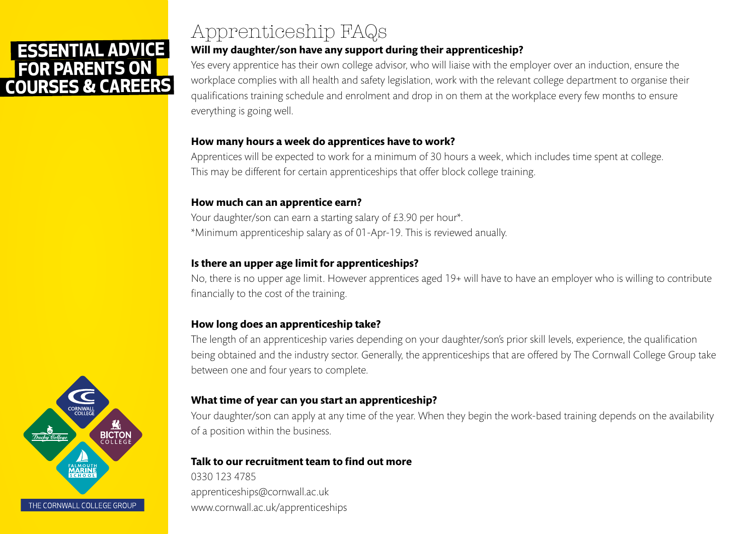# ESSENTIAL ADVICE FOR PARENTS ON COURSES & CAREERS

## Apprenticeship FAQs

**Will my daughter/son have any support during their apprenticeship?**

Yes every apprentice has their own college advisor, who will liaise with the employer over an induction, ensure the workplace complies with all health and safety legislation, work with the relevant college department to organise their qualifications training schedule and enrolment and drop in on them at the workplace every few months to ensure everything is going well.

**How many hours a week do apprentices have to work?**

Apprentices will be expected to work for a minimum of 30 hours a week, which includes time spent at college. This may be different for certain apprenticeships that offer block college training.

**How much can an apprentice earn?**

Your daughter/son can earn a starting salary of £3.90 per hour*.
*Minimum apprenticeship salary as of 01-Apr-19. This is reviewed anually.

**Is there an upper age limit for apprenticeships?**

No, there is no upper age limit. However apprentices aged 19+ will have to have an employer who is willing to contribute financially to the cost of the training.

**How long does an apprenticeship take?**

The length of an apprenticeship varies depending on your daughter/son's prior skill levels, experience, the qualification being obtained and the industry sector. Generally, the apprenticeships that are offered by The Cornwall College Group take between one and four years to complete.

**What time of year can you start an apprenticeship?**

Your daughter/son can apply at any time of the year. When they begin the work-based training depends on the availability of a position within the business.

**Talk to our recruitment team to find out more**

0330 123 4785
apprenticeships@cornwall.ac.uk
www.cornwall.ac.uk/apprenticeships

Cornwall College · Duchy College · Bicton College · Falmouth Marine School

THE CORNWALL COLLEGE GROUP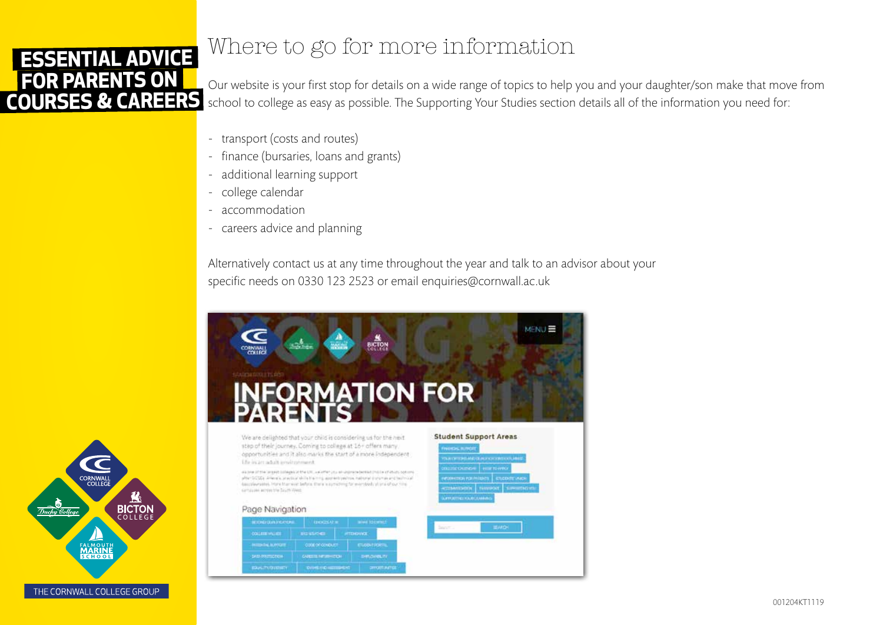ESSENTIAL ADVICE FOR PARENTS ON COURSES & CAREERS

# Where to go for more information

Our website is your first stop for details on a wide range of topics to help you and your daughter/son make that move from school to college as easy as possible. The Supporting Your Studies section details all of the information you need for:

- transport (costs and routes)
- finance (bursaries, loans and grants)
- additional learning support
- college calendar
- accommodation
- careers advice and planning

Alternatively contact us at any time throughout the year and talk to an advisor about your specific needs on 0330 123 2523 or email enquiries@cornwall.ac.uk

THE CORNWALL COLLEGE GROUP

001204KT1119